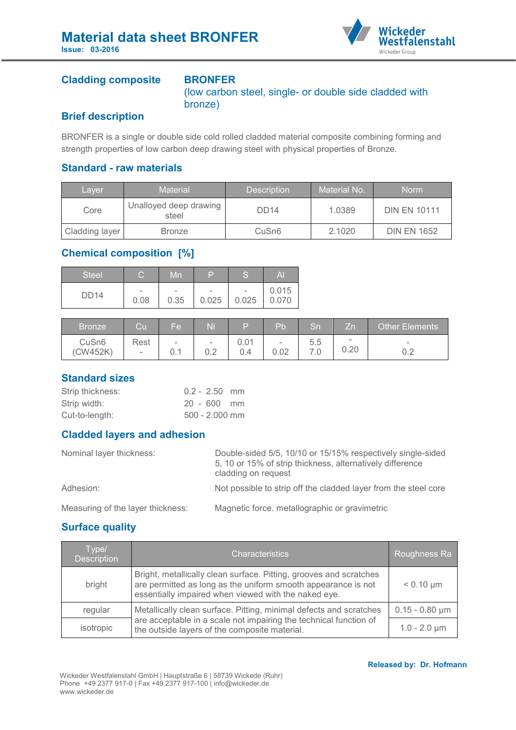# Material data sheet BRONFER

**Issue: 03-2016**

## Cladding composite

**BRONFER**
(low carbon steel, single- or double side cladded with bronze)

## Brief description

BRONFER is a single or double side cold rolled cladded material composite combining forming and strength properties of low carbon deep drawing steel with physical properties of Bronze.

## Standard - raw materials

| Layer | Material | Description | Material No. | Norm |
|---|---|---|---|---|
| Core | Unalloyed deep drawing steel | DD14 | 1.0389 | DIN EN 10111 |
| Cladding layer | Bronze | CuSn6 | 2.1020 | DIN EN 1652 |

## Chemical composition [%]

| Steel | C | Mn | P | S | Al |
|---|---|---|---|---|---|
| DD14 | - 0.08 | - 0.35 | - 0.025 | - 0.025 | 0.015 0.070 |

| Bronze | Cu | Fe | Ni | P | Pb | Sn | Zn | Other Elements |
|---|---|---|---|---|---|---|---|---|
| CuSn6 (CW452K) | Rest - | - 0.1 | - 0.2 | 0.01 0.4 | - 0.02 | 5.5 7.0 | - 0.20 | - 0.2 |

## Standard sizes

Strip thickness: 0.2 - 2.50 mm
Strip width: 20 - 600 mm
Cut-to-length: 500 - 2.000 mm

## Cladded layers and adhesion

Nominal layer thickness: Double-sided 5/5, 10/10 or 15/15% respectively single-sided 5, 10 or 15% of strip thickness, alternatively difference cladding on request

Adhesion: Not possible to strip off the cladded layer from the steel core

Measuring of the layer thickness: Magnetic force. metallographic or gravimetric

## Surface quality

| Type/ Description | Characteristics | Roughness Ra |
|---|---|---|
| bright | Bright, metallically clean surface. Pitting, grooves and scratches are permitted as long as the uniform smooth appearance is not essentially impaired when viewed with the naked eye. | < 0.10 µm |
| regular | Metallically clean surface. Pitting, minimal defects and scratches are acceptable in a scale not impairing the technical function of the outside layers of the composite material. | 0.15 - 0.80 µm |
| isotropic | | 1.0 - 2.0 µm |

**Released by: Dr. Hofmann**

Wickeder Westfalenstahl GmbH | Hauptstraße 6 | 58739 Wickede (Ruhr)
Phone +49 2377 917-0 | Fax +49 2377 917-100 | info@wickeder.de
www.wickeder.de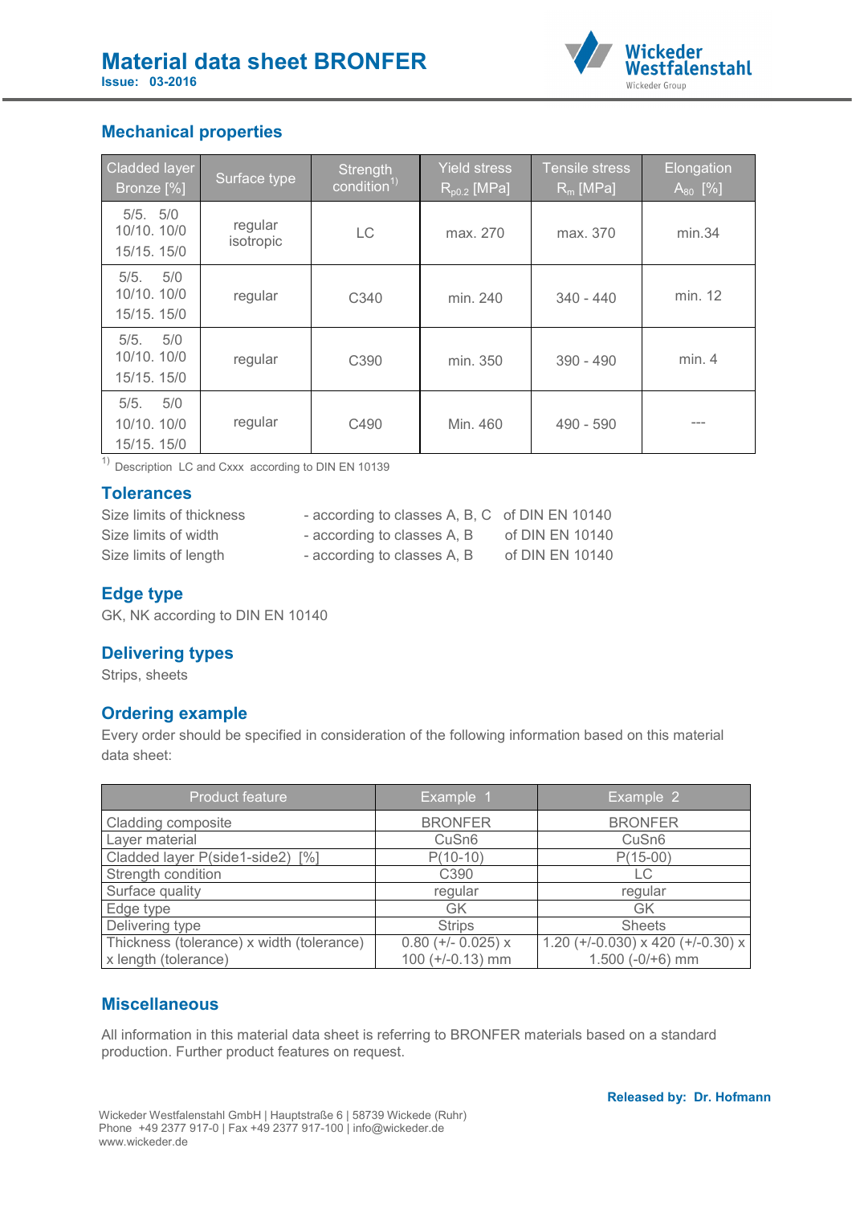# Material data sheet BRONFER

**Issue: 03-2016**

## Mechanical properties

| Cladded layer Bronze [%] | Surface type | Strength condition[1] | Yield stress $R_{p0.2}$ [MPa] | Tensile stress $R_m$ [MPa] | Elongation $A_{80}$ [%] |
|---|---|---|---|---|---|
| 5/5. 5/0<br>10/10. 10/0<br>15/15. 15/0 | regular isotropic | LC | max. 270 | max. 370 | min.34 |
| 5/5. 5/0<br>10/10. 10/0<br>15/15. 15/0 | regular | C340 | min. 240 | 340 - 440 | min. 12 |
| 5/5. 5/0<br>10/10. 10/0<br>15/15. 15/0 | regular | C390 | min. 350 | 390 - 490 | min. 4 |
| 5/5. 5/0<br>10/10. 10/0<br>15/15. 15/0 | regular | C490 | Min. 460 | 490 - 590 | --- |

[1] Description LC and Cxxx according to DIN EN 10139

## Tolerances

Size limits of thickness - according to classes A, B, C of DIN EN 10140
Size limits of width - according to classes A, B of DIN EN 10140
Size limits of length - according to classes A, B of DIN EN 10140

## Edge type

GK, NK according to DIN EN 10140

## Delivering types

Strips, sheets

## Ordering example

Every order should be specified in consideration of the following information based on this material data sheet:

| Product feature | Example 1 | Example 2 |
|---|---|---|
| Cladding composite | BRONFER | BRONFER |
| Layer material | CuSn6 | CuSn6 |
| Cladded layer P(side1-side2) [%] | P(10-10) | P(15-00) |
| Strength condition | C390 | LC |
| Surface quality | regular | regular |
| Edge type | GK | GK |
| Delivering type | Strips | Sheets |
| Thickness (tolerance) x width (tolerance) x length (tolerance) | 0.80 (+/- 0.025) x 100 (+/-0.13) mm | 1.20 (+/-0.030) x 420 (+/-0.30) x 1.500 (-0/+6) mm |

## Miscellaneous

All information in this material data sheet is referring to BRONFER materials based on a standard production. Further product features on request.

**Released by: Dr. Hofmann**

Wickeder Westfalenstahl GmbH | Hauptstraße 6 | 58739 Wickede (Ruhr)
Phone +49 2377 917-0 | Fax +49 2377 917-100 | info@wickeder.de
www.wickeder.de